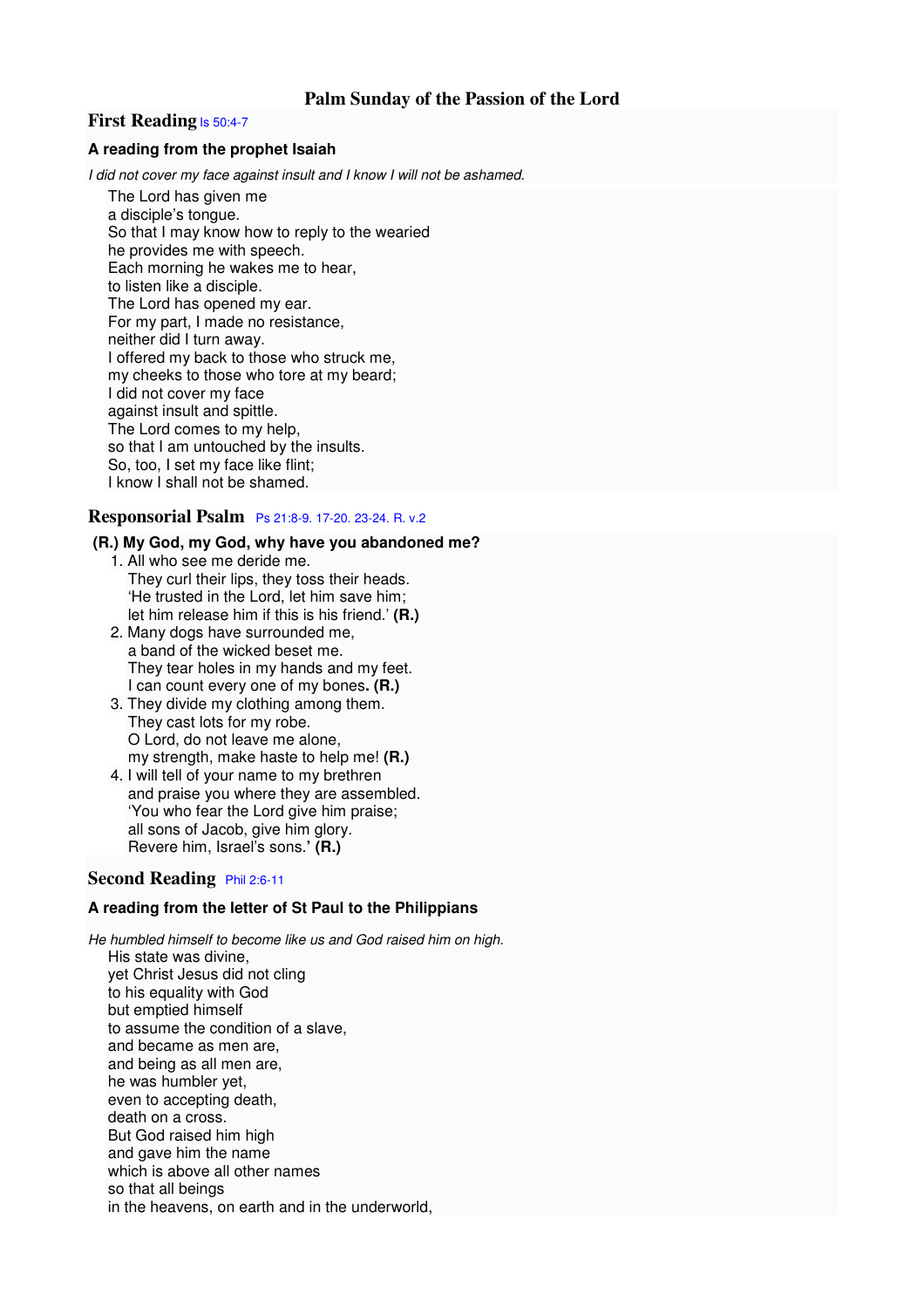# Palm Sunday of the Passion of the Lord

## First Reading Is 50:4-7

### A reading from the prophet Isaiah

*I did not cover my face against insult and I know I will not be ashamed.*

The Lord has given me  
a disciple's tongue.  
So that I may know how to reply to the wearied  
he provides me with speech.  
Each morning he wakes me to hear,  
to listen like a disciple.  
The Lord has opened my ear.  
For my part, I made no resistance,  
neither did I turn away.  
I offered my back to those who struck me,  
my cheeks to those who tore at my beard;  
I did not cover my face  
against insult and spittle.  
The Lord comes to my help,  
so that I am untouched by the insults.  
So, too, I set my face like flint;  
I know I shall not be shamed.

## Responsorial Psalm Ps 21:8-9. 17-20. 23-24. R. v.2

**(R.) My God, my God, why have you abandoned me?**

1. All who see me deride me.  
   They curl their lips, they toss their heads.  
   'He trusted in the Lord, let him save him;  
   let him release him if this is his friend.' **(R.)**
2. Many dogs have surrounded me,  
   a band of the wicked beset me.  
   They tear holes in my hands and my feet.  
   I can count every one of my bones**. (R.)**
3. They divide my clothing among them.  
   They cast lots for my robe.  
   O Lord, do not leave me alone,  
   my strength, make haste to help me! **(R.)**
4. I will tell of your name to my brethren  
   and praise you where they are assembled.  
   'You who fear the Lord give him praise;  
   all sons of Jacob, give him glory.  
   Revere him, Israel's sons.**' (R.)**

## Second Reading Phil 2:6-11

### A reading from the letter of St Paul to the Philippians

*He humbled himself to become like us and God raised him on high.*

His state was divine,  
yet Christ Jesus did not cling  
to his equality with God  
but emptied himself  
to assume the condition of a slave,  
and became as men are,  
and being as all men are,  
he was humbler yet,  
even to accepting death,  
death on a cross.  
But God raised him high  
and gave him the name  
which is above all other names  
so that all beings  
in the heavens, on earth and in the underworld,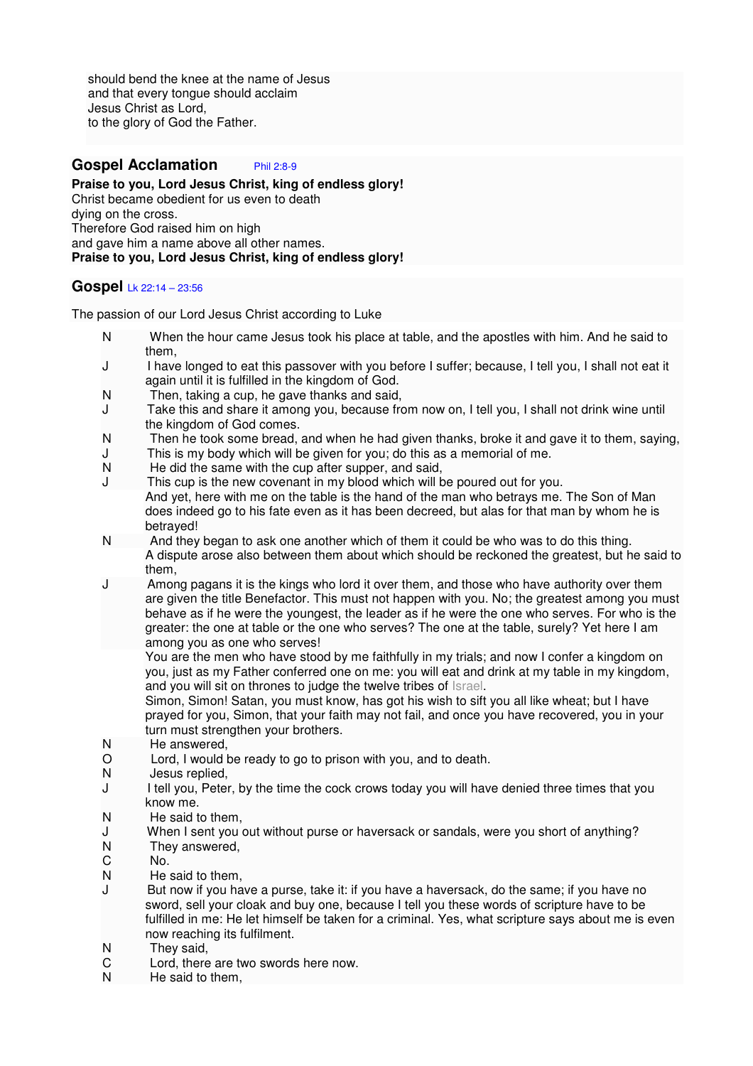should bend the knee at the name of Jesus
and that every tongue should acclaim
Jesus Christ as Lord,
to the glory of God the Father.

## Gospel Acclamation Phil 2:8-9

**Praise to you, Lord Jesus Christ, king of endless glory!**
Christ became obedient for us even to death
dying on the cross.
Therefore God raised him on high
and gave him a name above all other names.
**Praise to you, Lord Jesus Christ, king of endless glory!**

## Gospel Lk 22:14 – 23:56

The passion of our Lord Jesus Christ according to Luke

N When the hour came Jesus took his place at table, and the apostles with him. And he said to them,

J I have longed to eat this passover with you before I suffer; because, I tell you, I shall not eat it again until it is fulfilled in the kingdom of God.

N Then, taking a cup, he gave thanks and said,

J Take this and share it among you, because from now on, I tell you, I shall not drink wine until the kingdom of God comes.

N Then he took some bread, and when he had given thanks, broke it and gave it to them, saying,

J This is my body which will be given for you; do this as a memorial of me.

N He did the same with the cup after supper, and said,

J This cup is the new covenant in my blood which will be poured out for you.
And yet, here with me on the table is the hand of the man who betrays me. The Son of Man does indeed go to his fate even as it has been decreed, but alas for that man by whom he is betrayed!

N And they began to ask one another which of them it could be who was to do this thing.
A dispute arose also between them about which should be reckoned the greatest, but he said to them,

J Among pagans it is the kings who lord it over them, and those who have authority over them are given the title Benefactor. This must not happen with you. No; the greatest among you must behave as if he were the youngest, the leader as if he were the one who serves. For who is the greater: the one at table or the one who serves? The one at the table, surely? Yet here I am among you as one who serves!
You are the men who have stood by me faithfully in my trials; and now I confer a kingdom on you, just as my Father conferred one on me: you will eat and drink at my table in my kingdom, and you will sit on thrones to judge the twelve tribes of Israel.
Simon, Simon! Satan, you must know, has got his wish to sift you all like wheat; but I have prayed for you, Simon, that your faith may not fail, and once you have recovered, you in your turn must strengthen your brothers.

N He answered,

O Lord, I would be ready to go to prison with you, and to death.

N Jesus replied,

J I tell you, Peter, by the time the cock crows today you will have denied three times that you know me.

N He said to them,

J When I sent you out without purse or haversack or sandals, were you short of anything?

N They answered,

C No.

N He said to them,

J But now if you have a purse, take it: if you have a haversack, do the same; if you have no sword, sell your cloak and buy one, because I tell you these words of scripture have to be fulfilled in me: He let himself be taken for a criminal. Yes, what scripture says about me is even now reaching its fulfilment.

N They said,

C Lord, there are two swords here now.

N He said to them,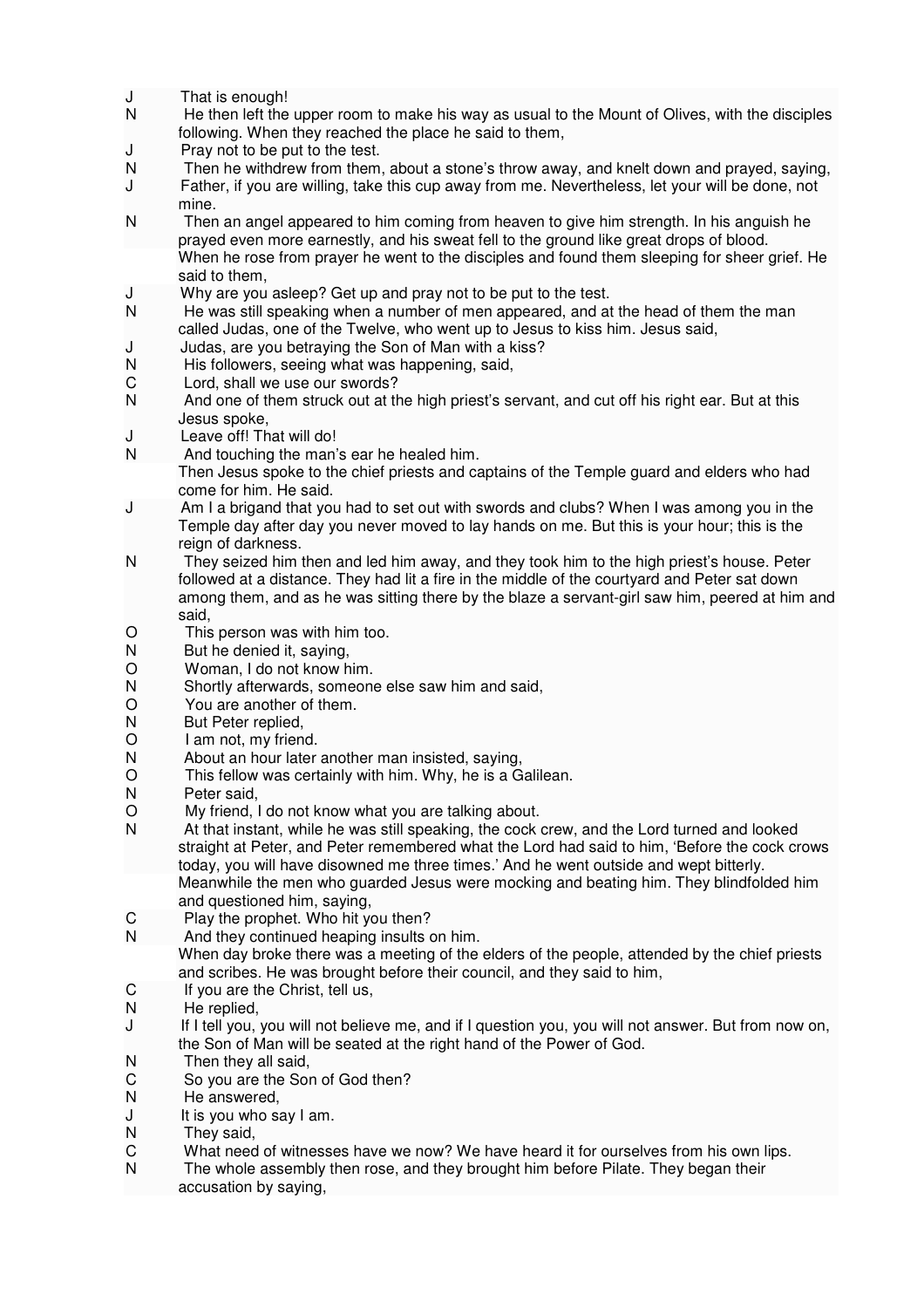J That is enough!

N He then left the upper room to make his way as usual to the Mount of Olives, with the disciples following. When they reached the place he said to them,

J Pray not to be put to the test.

N Then he withdrew from them, about a stone's throw away, and knelt down and prayed, saying,

J Father, if you are willing, take this cup away from me. Nevertheless, let your will be done, not mine.

N Then an angel appeared to him coming from heaven to give him strength. In his anguish he prayed even more earnestly, and his sweat fell to the ground like great drops of blood.
When he rose from prayer he went to the disciples and found them sleeping for sheer grief. He said to them,

J Why are you asleep? Get up and pray not to be put to the test.

N He was still speaking when a number of men appeared, and at the head of them the man called Judas, one of the Twelve, who went up to Jesus to kiss him. Jesus said,

J Judas, are you betraying the Son of Man with a kiss?

N His followers, seeing what was happening, said,

C Lord, shall we use our swords?

N And one of them struck out at the high priest's servant, and cut off his right ear. But at this Jesus spoke,

J Leave off! That will do!

N And touching the man's ear he healed him.
Then Jesus spoke to the chief priests and captains of the Temple guard and elders who had come for him. He said.

J Am I a brigand that you had to set out with swords and clubs? When I was among you in the Temple day after day you never moved to lay hands on me. But this is your hour; this is the reign of darkness.

N They seized him then and led him away, and they took him to the high priest's house. Peter followed at a distance. They had lit a fire in the middle of the courtyard and Peter sat down among them, and as he was sitting there by the blaze a servant-girl saw him, peered at him and said,

O This person was with him too.

N But he denied it, saying,

O Woman, I do not know him.

N Shortly afterwards, someone else saw him and said,

O You are another of them.

N But Peter replied,

O I am not, my friend.

N About an hour later another man insisted, saying,

O This fellow was certainly with him. Why, he is a Galilean.

N Peter said,

O My friend, I do not know what you are talking about.

N At that instant, while he was still speaking, the cock crew, and the Lord turned and looked straight at Peter, and Peter remembered what the Lord had said to him, 'Before the cock crows today, you will have disowned me three times.' And he went outside and wept bitterly.
Meanwhile the men who guarded Jesus were mocking and beating him. They blindfolded him and questioned him, saying,

C Play the prophet. Who hit you then?

N And they continued heaping insults on him.
When day broke there was a meeting of the elders of the people, attended by the chief priests and scribes. He was brought before their council, and they said to him,

C If you are the Christ, tell us,

N He replied,

J If I tell you, you will not believe me, and if I question you, you will not answer. But from now on, the Son of Man will be seated at the right hand of the Power of God.

N Then they all said,

C So you are the Son of God then?

N He answered,

J It is you who say I am.

N They said,

C What need of witnesses have we now? We have heard it for ourselves from his own lips.

N The whole assembly then rose, and they brought him before Pilate. They began their accusation by saying,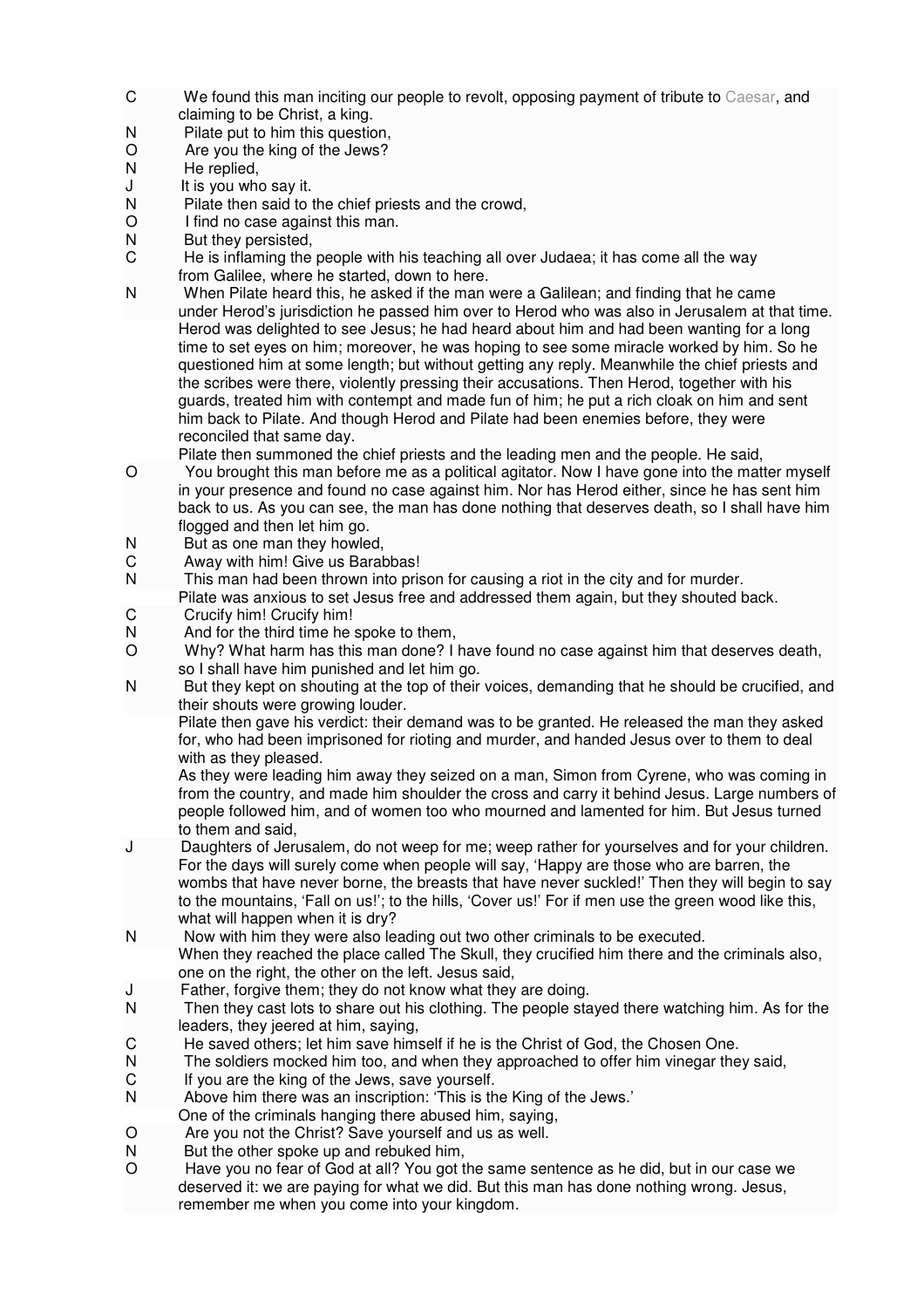C We found this man inciting our people to revolt, opposing payment of tribute to Caesar, and claiming to be Christ, a king.

N Pilate put to him this question,

O Are you the king of the Jews?

N He replied,

J It is you who say it.

N Pilate then said to the chief priests and the crowd,

O I find no case against this man.

N But they persisted,

C He is inflaming the people with his teaching all over Judaea; it has come all the way from Galilee, where he started, down to here.

N When Pilate heard this, he asked if the man were a Galilean; and finding that he came under Herod's jurisdiction he passed him over to Herod who was also in Jerusalem at that time. Herod was delighted to see Jesus; he had heard about him and had been wanting for a long time to set eyes on him; moreover, he was hoping to see some miracle worked by him. So he questioned him at some length; but without getting any reply. Meanwhile the chief priests and the scribes were there, violently pressing their accusations. Then Herod, together with his guards, treated him with contempt and made fun of him; he put a rich cloak on him and sent him back to Pilate. And though Herod and Pilate had been enemies before, they were reconciled that same day.
Pilate then summoned the chief priests and the leading men and the people. He said,

O You brought this man before me as a political agitator. Now I have gone into the matter myself in your presence and found no case against him. Nor has Herod either, since he has sent him back to us. As you can see, the man has done nothing that deserves death, so I shall have him flogged and then let him go.

N But as one man they howled,

C Away with him! Give us Barabbas!

N This man had been thrown into prison for causing a riot in the city and for murder.
Pilate was anxious to set Jesus free and addressed them again, but they shouted back.

C Crucify him! Crucify him!

N And for the third time he spoke to them,

O Why? What harm has this man done? I have found no case against him that deserves death, so I shall have him punished and let him go.

N But they kept on shouting at the top of their voices, demanding that he should be crucified, and their shouts were growing louder.
Pilate then gave his verdict: their demand was to be granted. He released the man they asked for, who had been imprisoned for rioting and murder, and handed Jesus over to them to deal with as they pleased.
As they were leading him away they seized on a man, Simon from Cyrene, who was coming in from the country, and made him shoulder the cross and carry it behind Jesus. Large numbers of people followed him, and of women too who mourned and lamented for him. But Jesus turned to them and said,

J Daughters of Jerusalem, do not weep for me; weep rather for yourselves and for your children. For the days will surely come when people will say, 'Happy are those who are barren, the wombs that have never borne, the breasts that have never suckled!' Then they will begin to say to the mountains, 'Fall on us!'; to the hills, 'Cover us!' For if men use the green wood like this, what will happen when it is dry?

N Now with him they were also leading out two other criminals to be executed.
When they reached the place called The Skull, they crucified him there and the criminals also, one on the right, the other on the left. Jesus said,

J Father, forgive them; they do not know what they are doing.

N Then they cast lots to share out his clothing. The people stayed there watching him. As for the leaders, they jeered at him, saying,

C He saved others; let him save himself if he is the Christ of God, the Chosen One.

N The soldiers mocked him too, and when they approached to offer him vinegar they said,

C If you are the king of the Jews, save yourself.

N Above him there was an inscription: 'This is the King of the Jews.'
One of the criminals hanging there abused him, saying,

O Are you not the Christ? Save yourself and us as well.

N But the other spoke up and rebuked him,

O Have you no fear of God at all? You got the same sentence as he did, but in our case we deserved it: we are paying for what we did. But this man has done nothing wrong. Jesus, remember me when you come into your kingdom.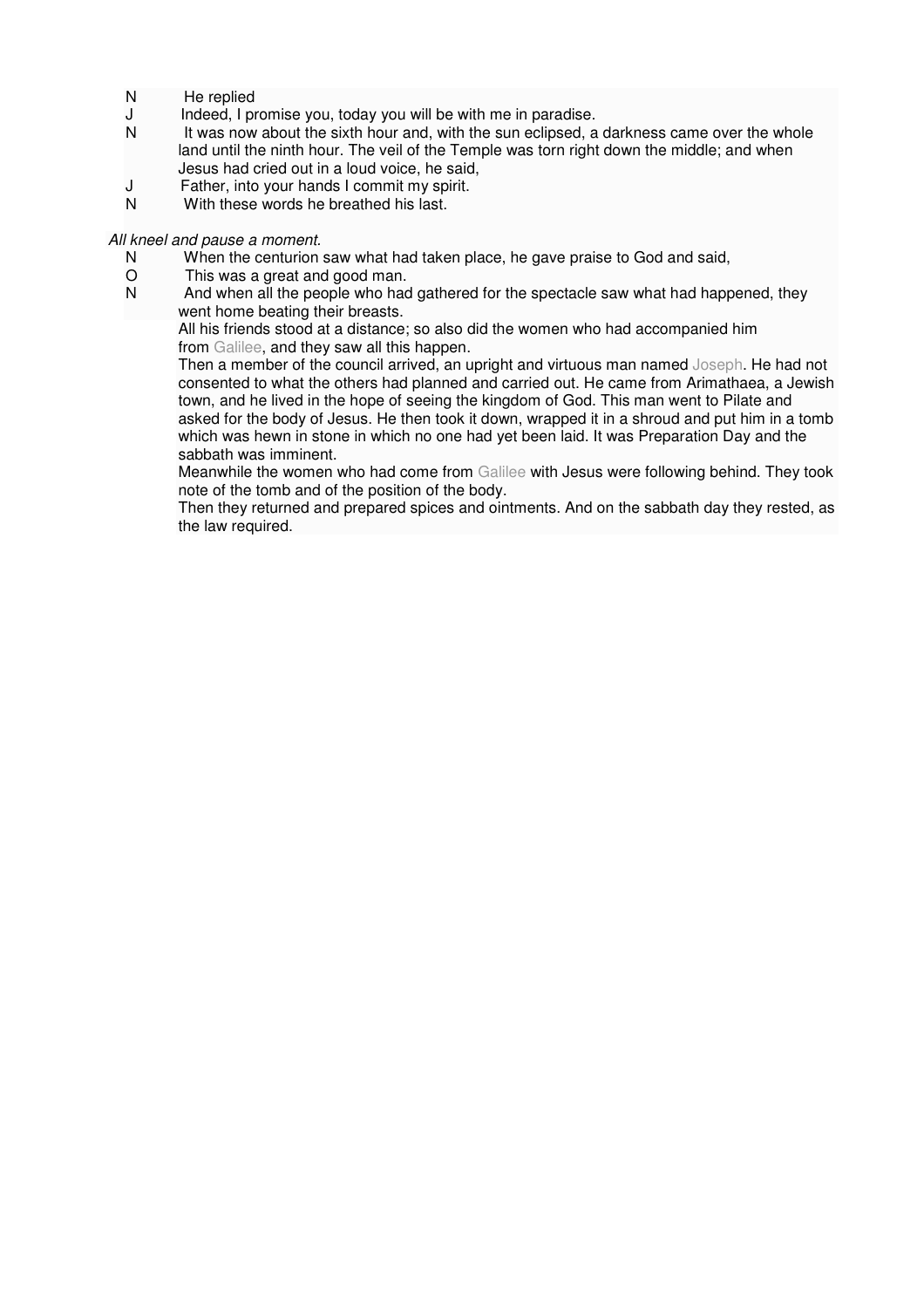N He replied

J Indeed, I promise you, today you will be with me in paradise.

N It was now about the sixth hour and, with the sun eclipsed, a darkness came over the whole land until the ninth hour. The veil of the Temple was torn right down the middle; and when Jesus had cried out in a loud voice, he said,

J Father, into your hands I commit my spirit.

N With these words he breathed his last.

*All kneel and pause a moment.*

N When the centurion saw what had taken place, he gave praise to God and said,

O This was a great and good man.

N And when all the people who had gathered for the spectacle saw what had happened, they went home beating their breasts.

All his friends stood at a distance; so also did the women who had accompanied him from Galilee, and they saw all this happen.

Then a member of the council arrived, an upright and virtuous man named Joseph. He had not consented to what the others had planned and carried out. He came from Arimathaea, a Jewish town, and he lived in the hope of seeing the kingdom of God. This man went to Pilate and asked for the body of Jesus. He then took it down, wrapped it in a shroud and put him in a tomb which was hewn in stone in which no one had yet been laid. It was Preparation Day and the sabbath was imminent.

Meanwhile the women who had come from Galilee with Jesus were following behind. They took note of the tomb and of the position of the body.

Then they returned and prepared spices and ointments. And on the sabbath day they rested, as the law required.